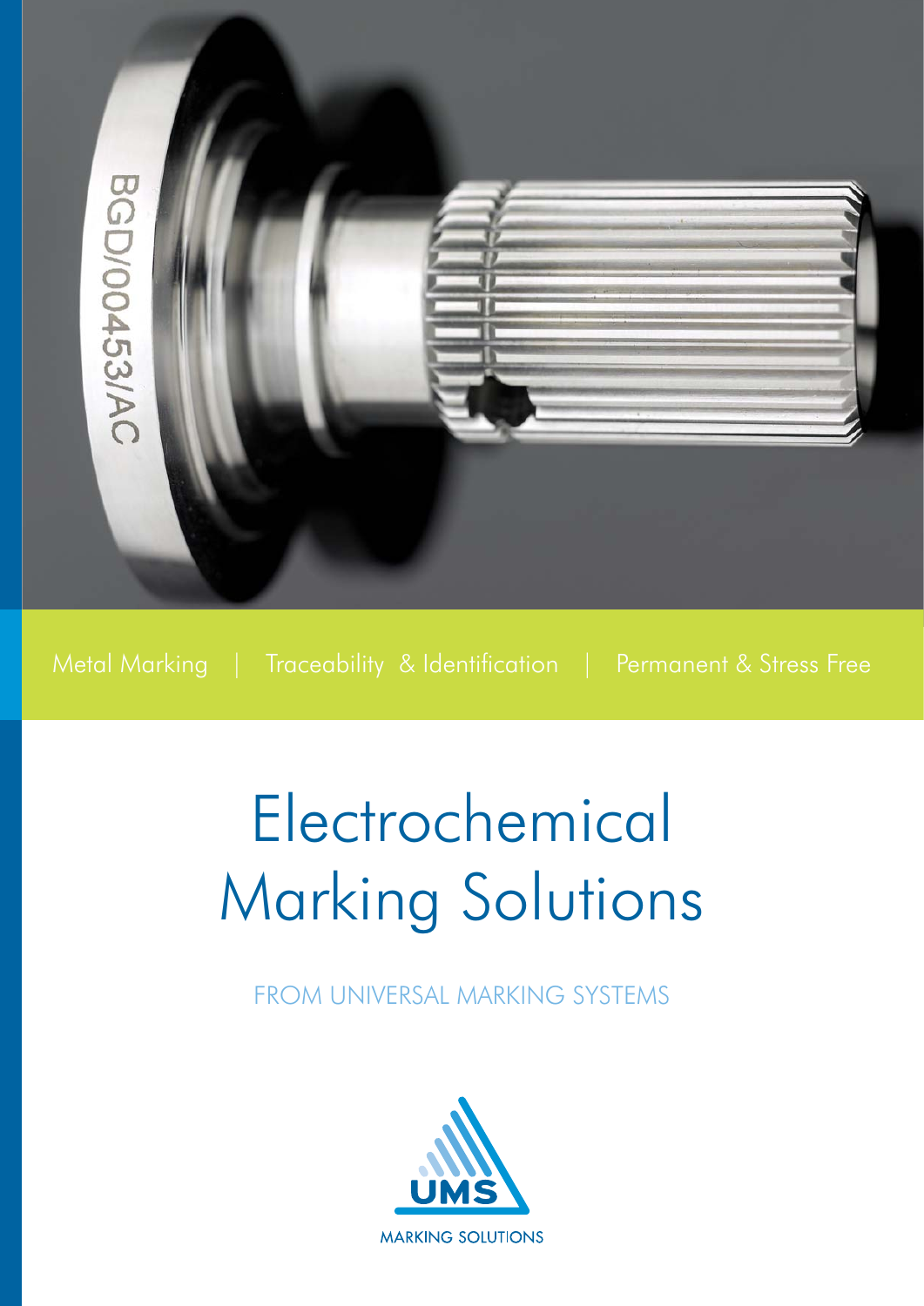Metal Marking | Traceability & Identification | Permanent & Stress Free

# Electrochemical Marking Solutions

FROM UNIVERSAL MARKING SYSTEMS

UMS

MARKING SOLUTIONS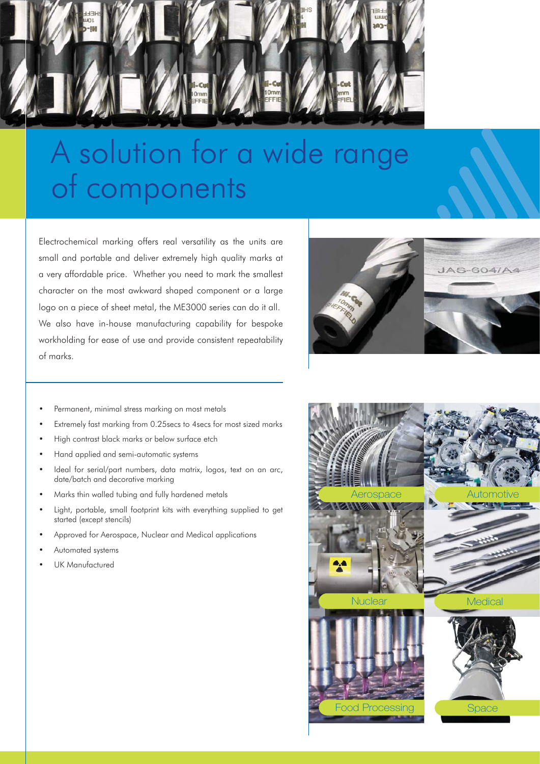# A solution for a wide range of components

Electrochemical marking offers real versatility as the units are small and portable and deliver extremely high quality marks at a very affordable price. Whether you need to mark the smallest character on the most awkward shaped component or a large logo on a piece of sheet metal, the ME3000 series can do it all. We also have in-house manufacturing capability for bespoke workholding for ease of use and provide consistent repeatability of marks.

- Permanent, minimal stress marking on most metals
- Extremely fast marking from 0.25secs to 4secs for most sized marks
- High contrast black marks or below surface etch
- Hand applied and semi-automatic systems
- Ideal for serial/part numbers, data matrix, logos, text on an arc, date/batch and decorative marking
- Marks thin walled tubing and fully hardened metals
- Light, portable, small footprint kits with everything supplied to get started (except stencils)
- Approved for Aerospace, Nuclear and Medical applications
- Automated systems
- UK Manufactured

Aerospace

Automotive

Nuclear

Medical

Food Processing

Space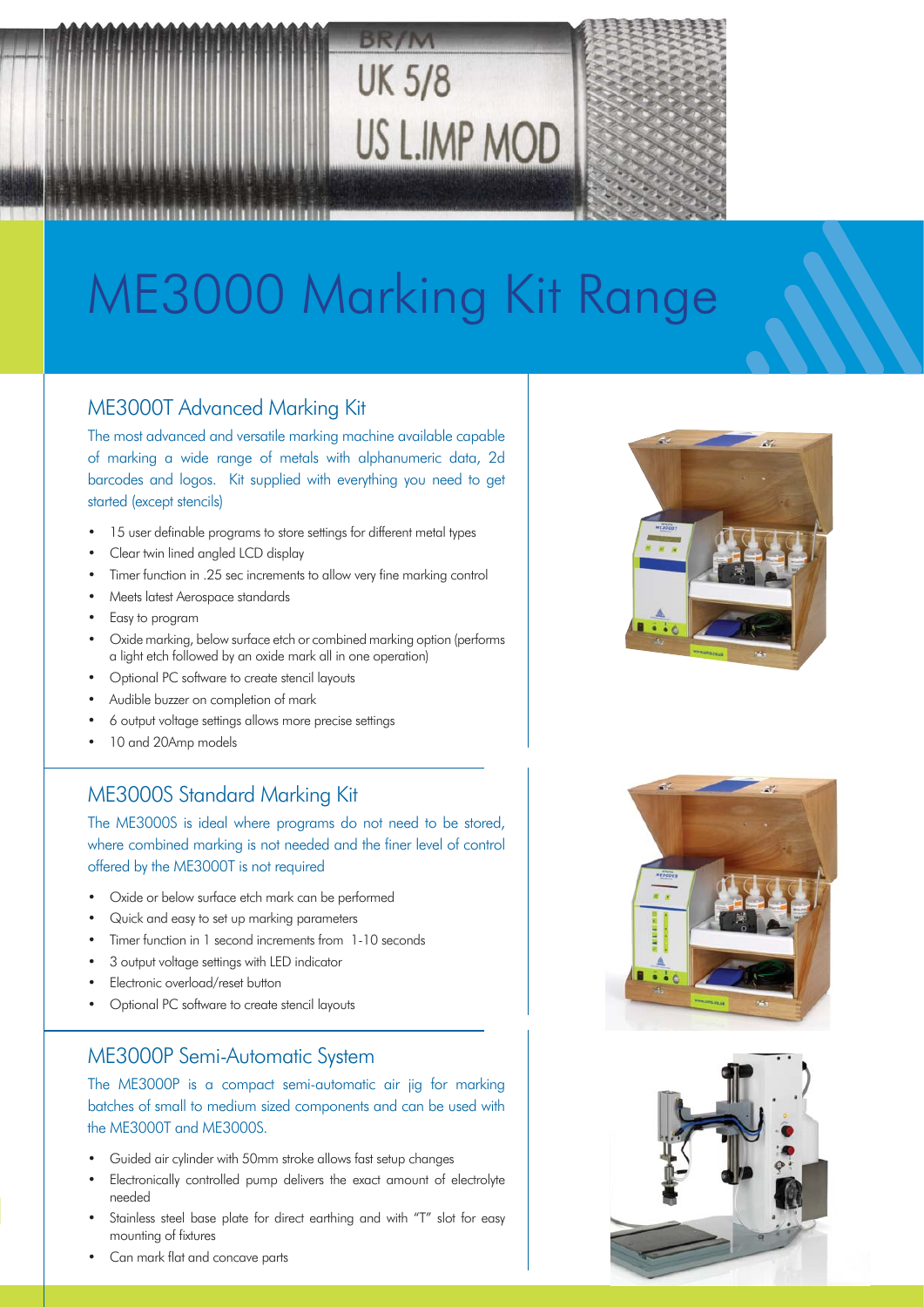# ME3000 Marking Kit Range

## ME3000T Advanced Marking Kit

The most advanced and versatile marking machine available capable of marking a wide range of metals with alphanumeric data, 2d barcodes and logos. Kit supplied with everything you need to get started (except stencils)

- 15 user definable programs to store settings for different metal types
- Clear twin lined angled LCD display
- Timer function in .25 sec increments to allow very fine marking control
- Meets latest Aerospace standards
- Easy to program
- Oxide marking, below surface etch or combined marking option (performs a light etch followed by an oxide mark all in one operation)
- Optional PC software to create stencil layouts
- Audible buzzer on completion of mark
- 6 output voltage settings allows more precise settings
- 10 and 20Amp models

## ME3000S Standard Marking Kit

The ME3000S is ideal where programs do not need to be stored, where combined marking is not needed and the finer level of control offered by the ME3000T is not required

- Oxide or below surface etch mark can be performed
- Quick and easy to set up marking parameters
- Timer function in 1 second increments from 1-10 seconds
- 3 output voltage settings with LED indicator
- Electronic overload/reset button
- Optional PC software to create stencil layouts

## ME3000P Semi-Automatic System

The ME3000P is a compact semi-automatic air jig for marking batches of small to medium sized components and can be used with the ME3000T and ME3000S.

- Guided air cylinder with 50mm stroke allows fast setup changes
- Electronically controlled pump delivers the exact amount of electrolyte needed
- Stainless steel base plate for direct earthing and with "T" slot for easy mounting of fixtures
- Can mark flat and concave parts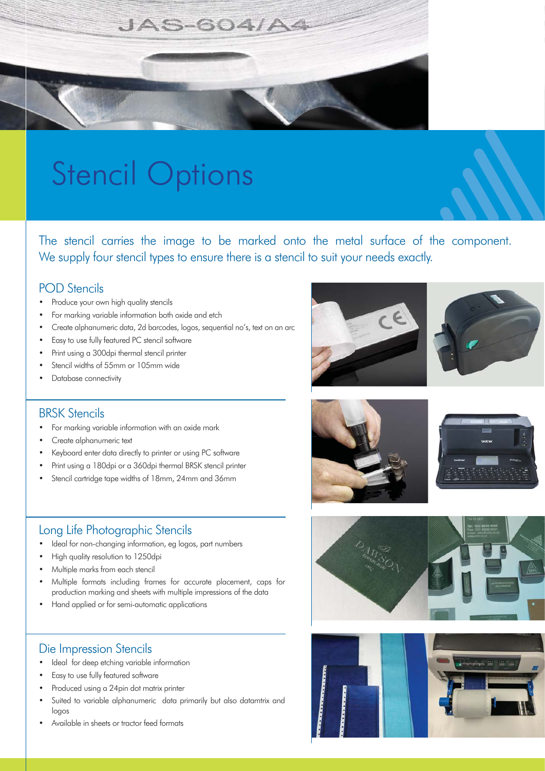# Stencil Options

The stencil carries the image to be marked onto the metal surface of the component. We supply four stencil types to ensure there is a stencil to suit your needs exactly.

## POD Stencils

- Produce your own high quality stencils
- For marking variable information both oxide and etch
- Create alphanumeric data, 2d barcodes, logos, sequential no's, text on an arc
- Easy to use fully featured PC stencil software
- Print using a 300dpi thermal stencil printer
- Stencil widths of 55mm or 105mm wide
- Database connectivity

## BRSK Stencils

- For marking variable information with an oxide mark
- Create alphanumeric text
- Keyboard enter data directly to printer or using PC software
- Print using a 180dpi or a 360dpi thermal BRSK stencil printer
- Stencil cartridge tape widths of 18mm, 24mm and 36mm

## Long Life Photographic Stencils

- Ideal for non-changing information, eg logos, part numbers
- High quality resolution to 1250dpi
- Multiple marks from each stencil
- Multiple formats including frames for accurate placement, caps for production marking and sheets with multiple impressions of the data
- Hand applied or for semi-automatic applications

## Die Impression Stencils

- Ideal for deep etching variable information
- Easy to use fully featured software
- Produced using a 24pin dot matrix printer
- Suited to variable alphanumeric data primarily but also datamtrix and logos
- Available in sheets or tractor feed formats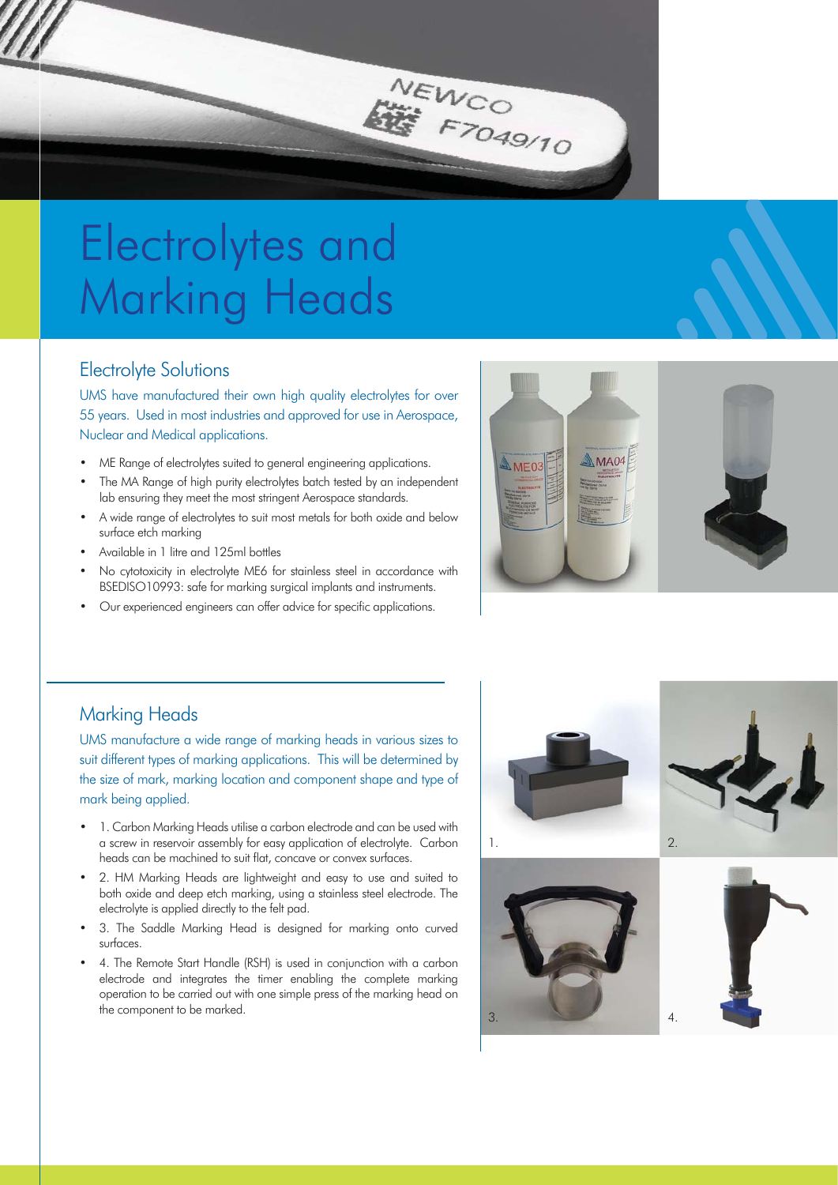# Electrolytes and Marking Heads

## Electrolyte Solutions

UMS have manufactured their own high quality electrolytes for over 55 years. Used in most industries and approved for use in Aerospace, Nuclear and Medical applications.

- ME Range of electrolytes suited to general engineering applications.
- The MA Range of high purity electrolytes batch tested by an independent lab ensuring they meet the most stringent Aerospace standards.
- A wide range of electrolytes to suit most metals for both oxide and below surface etch marking
- Available in 1 litre and 125ml bottles
- No cytotoxicity in electrolyte ME6 for stainless steel in accordance with BSEDISO10993: safe for marking surgical implants and instruments.
- Our experienced engineers can offer advice for specific applications.

## Marking Heads

UMS manufacture a wide range of marking heads in various sizes to suit different types of marking applications. This will be determined by the size of mark, marking location and component shape and type of mark being applied.

- 1. Carbon Marking Heads utilise a carbon electrode and can be used with a screw in reservoir assembly for easy application of electrolyte. Carbon heads can be machined to suit flat, concave or convex surfaces.
- 2. HM Marking Heads are lightweight and easy to use and suited to both oxide and deep etch marking, using a stainless steel electrode. The electrolyte is applied directly to the felt pad.
- 3. The Saddle Marking Head is designed for marking onto curved surfaces.
- 4. The Remote Start Handle (RSH) is used in conjunction with a carbon electrode and integrates the timer enabling the complete marking operation to be carried out with one simple press of the marking head on the component to be marked.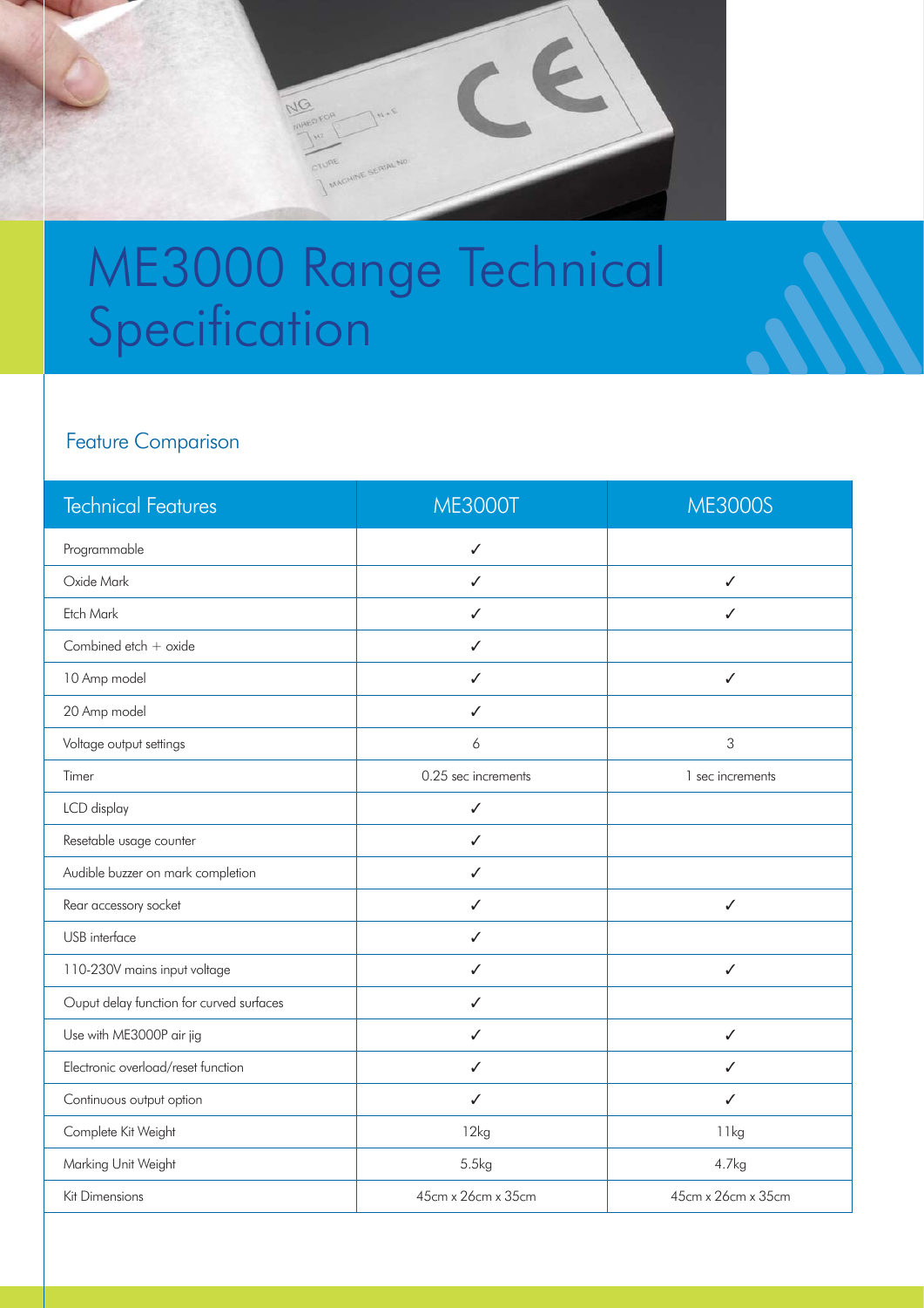# ME3000 Range Technical Specification

## Feature Comparison

| Technical Features | ME3000T | ME3000S |
|---|---|---|
| Programmable | ✓ | |
| Oxide Mark | ✓ | ✓ |
| Etch Mark | ✓ | ✓ |
| Combined etch + oxide | ✓ | |
| 10 Amp model | ✓ | ✓ |
| 20 Amp model | ✓ | |
| Voltage output settings | 6 | 3 |
| Timer | 0.25 sec increments | 1 sec increments |
| LCD display | ✓ | |
| Resetable usage counter | ✓ | |
| Audible buzzer on mark completion | ✓ | |
| Rear accessory socket | ✓ | ✓ |
| USB interface | ✓ | |
| 110-230V mains input voltage | ✓ | ✓ |
| Ouput delay function for curved surfaces | ✓ | |
| Use with ME3000P air jig | ✓ | ✓ |
| Electronic overload/reset function | ✓ | ✓ |
| Continuous output option | ✓ | ✓ |
| Complete Kit Weight | 12kg | 11kg |
| Marking Unit Weight | 5.5kg | 4.7kg |
| Kit Dimensions | 45cm x 26cm x 35cm | 45cm x 26cm x 35cm |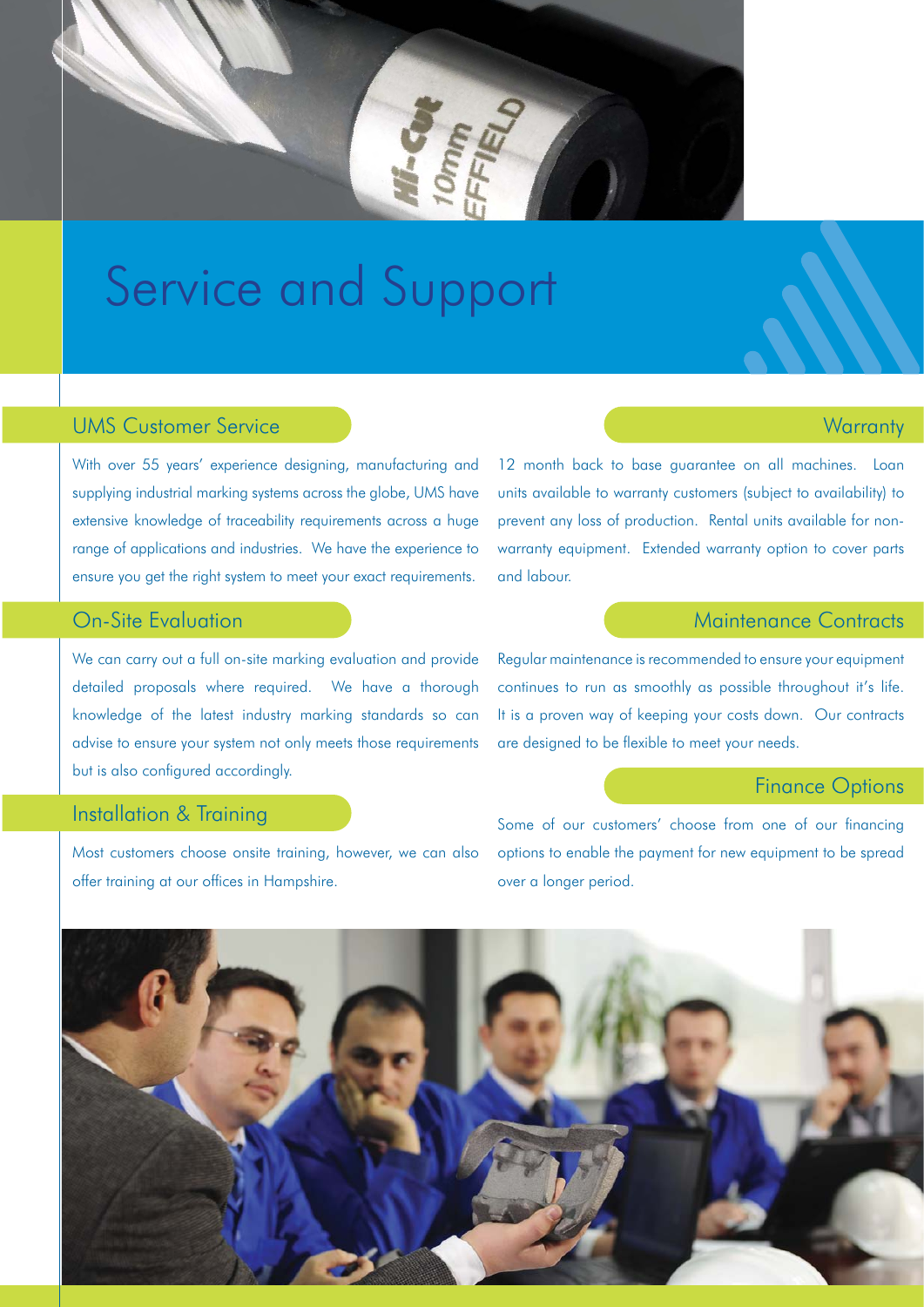# Service and Support

## UMS Customer Service

With over 55 years' experience designing, manufacturing and supplying industrial marking systems across the globe, UMS have extensive knowledge of traceability requirements across a huge range of applications and industries. We have the experience to ensure you get the right system to meet your exact requirements.

## On-Site Evaluation

We can carry out a full on-site marking evaluation and provide detailed proposals where required. We have a thorough knowledge of the latest industry marking standards so can advise to ensure your system not only meets those requirements but is also configured accordingly.

## Installation & Training

Most customers choose onsite training, however, we can also offer training at our offices in Hampshire.

## Warranty

12 month back to base guarantee on all machines. Loan units available to warranty customers (subject to availability) to prevent any loss of production. Rental units available for non-warranty equipment. Extended warranty option to cover parts and labour.

## Maintenance Contracts

Regular maintenance is recommended to ensure your equipment continues to run as smoothly as possible throughout it's life. It is a proven way of keeping your costs down. Our contracts are designed to be flexible to meet your needs.

## Finance Options

Some of our customers' choose from one of our financing options to enable the payment for new equipment to be spread over a longer period.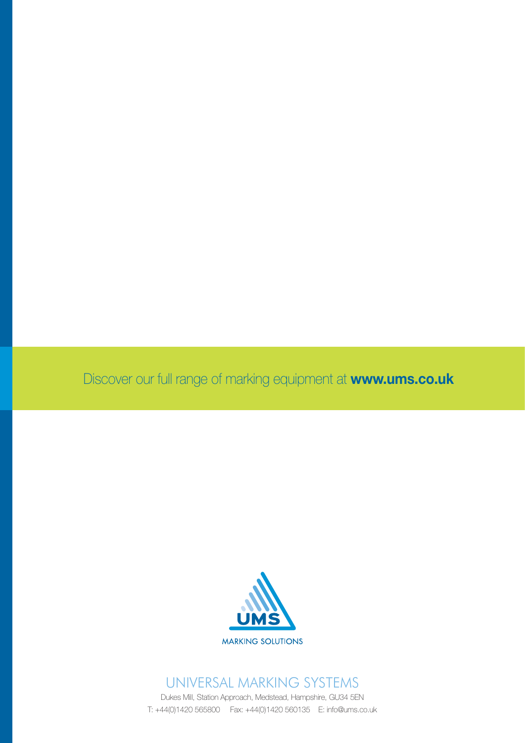Discover our full range of marking equipment at **www.ums.co.uk**

UMS

MARKING SOLUTIONS

UNIVERSAL MARKING SYSTEMS

Dukes Mill, Station Approach, Medstead, Hampshire, GU34 5EN

T: +44(0)1420 565800 Fax: +44(0)1420 560135 E: info@ums.co.uk